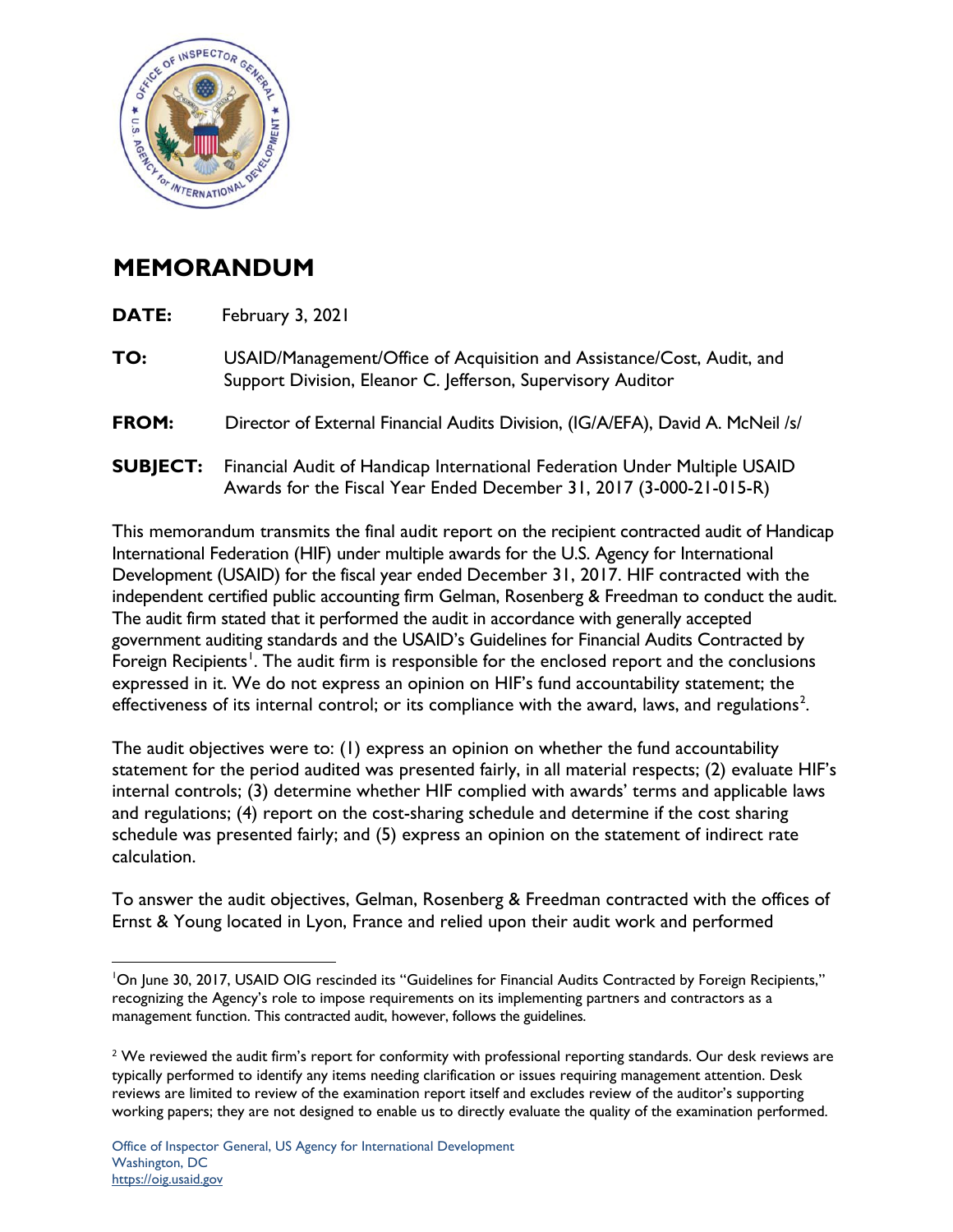# MEMORANDUM

**DATE:** February 3, 2021

**TO:** USAID/Management/Office of Acquisition and Assistance/Cost, Audit, and Support Division, Eleanor C. Jefferson, Supervisory Auditor

**FROM:** Director of External Financial Audits Division, (IG/A/EFA), David A. McNeil /s/

**SUBJECT:** Financial Audit of Handicap International Federation Under Multiple USAID Awards for the Fiscal Year Ended December 31, 2017 (3-000-21-015-R)

This memorandum transmits the final audit report on the recipient contracted audit of Handicap International Federation (HIF) under multiple awards for the U.S. Agency for International Development (USAID) for the fiscal year ended December 31, 2017. HIF contracted with the independent certified public accounting firm Gelman, Rosenberg & Freedman to conduct the audit. The audit firm stated that it performed the audit in accordance with generally accepted government auditing standards and the USAID's Guidelines for Financial Audits Contracted by Foreign Recipients[1]. The audit firm is responsible for the enclosed report and the conclusions expressed in it. We do not express an opinion on HIF's fund accountability statement; the effectiveness of its internal control; or its compliance with the award, laws, and regulations[2].

The audit objectives were to: (1) express an opinion on whether the fund accountability statement for the period audited was presented fairly, in all material respects; (2) evaluate HIF's internal controls; (3) determine whether HIF complied with awards' terms and applicable laws and regulations; (4) report on the cost-sharing schedule and determine if the cost sharing schedule was presented fairly; and (5) express an opinion on the statement of indirect rate calculation.

To answer the audit objectives, Gelman, Rosenberg & Freedman contracted with the offices of Ernst & Young located in Lyon, France and relied upon their audit work and performed

[1] On June 30, 2017, USAID OIG rescinded its "Guidelines for Financial Audits Contracted by Foreign Recipients," recognizing the Agency's role to impose requirements on its implementing partners and contractors as a management function. This contracted audit, however, follows the guidelines.

[2] We reviewed the audit firm's report for conformity with professional reporting standards. Our desk reviews are typically performed to identify any items needing clarification or issues requiring management attention. Desk reviews are limited to review of the examination report itself and excludes review of the auditor's supporting working papers; they are not designed to enable us to directly evaluate the quality of the examination performed.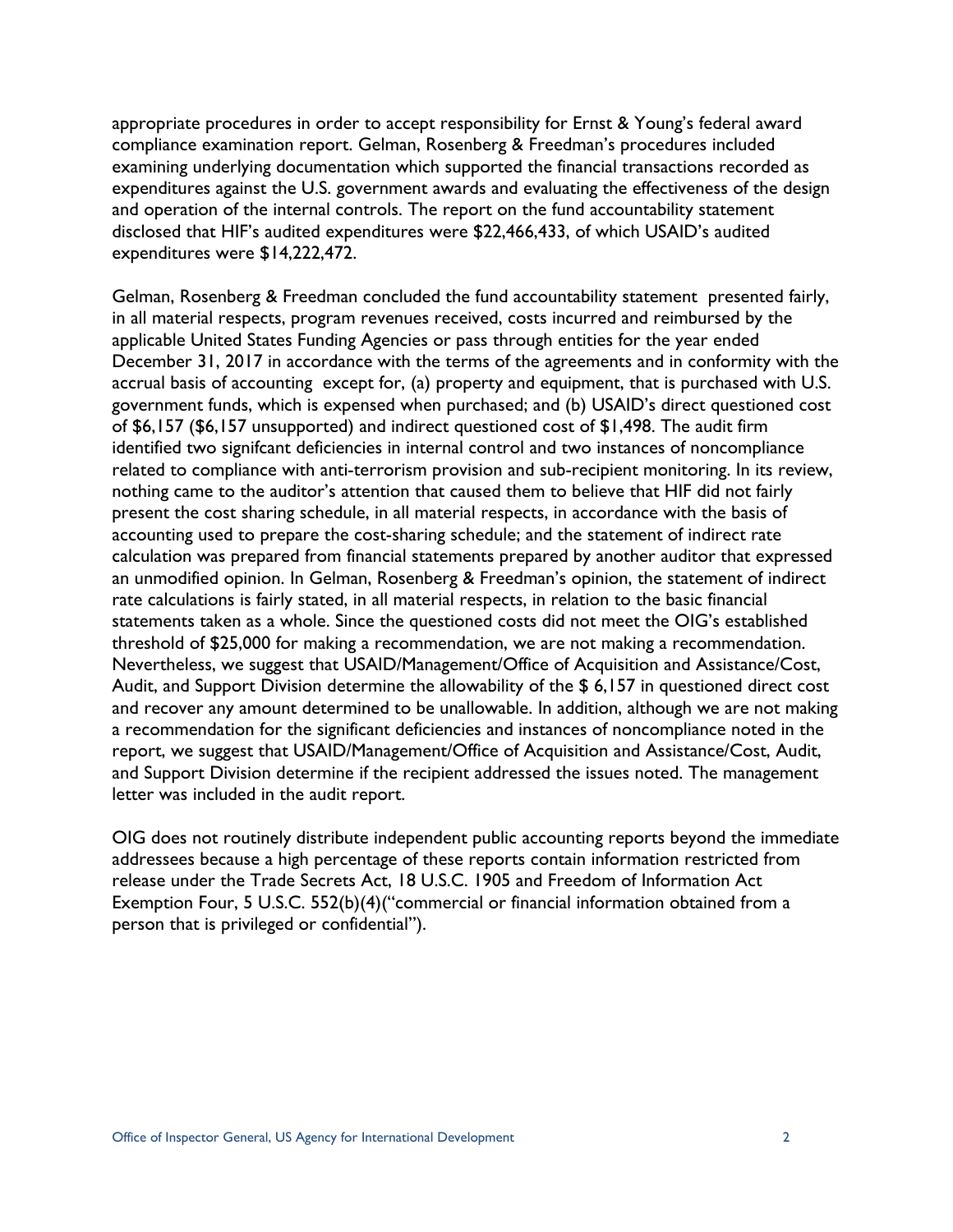appropriate procedures in order to accept responsibility for Ernst & Young's federal award compliance examination report. Gelman, Rosenberg & Freedman's procedures included examining underlying documentation which supported the financial transactions recorded as expenditures against the U.S. government awards and evaluating the effectiveness of the design and operation of the internal controls. The report on the fund accountability statement disclosed that HIF's audited expenditures were $22,466,433, of which USAID's audited expenditures were $14,222,472.

Gelman, Rosenberg & Freedman concluded the fund accountability statement presented fairly, in all material respects, program revenues received, costs incurred and reimbursed by the applicable United States Funding Agencies or pass through entities for the year ended December 31, 2017 in accordance with the terms of the agreements and in conformity with the accrual basis of accounting except for, (a) property and equipment, that is purchased with U.S. government funds, which is expensed when purchased; and (b) USAID's direct questioned cost of $6,157 ($6,157 unsupported) and indirect questioned cost of $1,498. The audit firm identified two signifcant deficiencies in internal control and two instances of noncompliance related to compliance with anti-terrorism provision and sub-recipient monitoring. In its review, nothing came to the auditor's attention that caused them to believe that HIF did not fairly present the cost sharing schedule, in all material respects, in accordance with the basis of accounting used to prepare the cost-sharing schedule; and the statement of indirect rate calculation was prepared from financial statements prepared by another auditor that expressed an unmodified opinion. In Gelman, Rosenberg & Freedman's opinion, the statement of indirect rate calculations is fairly stated, in all material respects, in relation to the basic financial statements taken as a whole. Since the questioned costs did not meet the OIG's established threshold of $25,000 for making a recommendation, we are not making a recommendation. Nevertheless, we suggest that USAID/Management/Office of Acquisition and Assistance/Cost, Audit, and Support Division determine the allowability of the $ 6,157 in questioned direct cost and recover any amount determined to be unallowable. In addition, although we are not making a recommendation for the significant deficiencies and instances of noncompliance noted in the report, we suggest that USAID/Management/Office of Acquisition and Assistance/Cost, Audit, and Support Division determine if the recipient addressed the issues noted. The management letter was included in the audit report.

OIG does not routinely distribute independent public accounting reports beyond the immediate addressees because a high percentage of these reports contain information restricted from release under the Trade Secrets Act, 18 U.S.C. 1905 and Freedom of Information Act Exemption Four, 5 U.S.C. 552(b)(4)("commercial or financial information obtained from a person that is privileged or confidential").